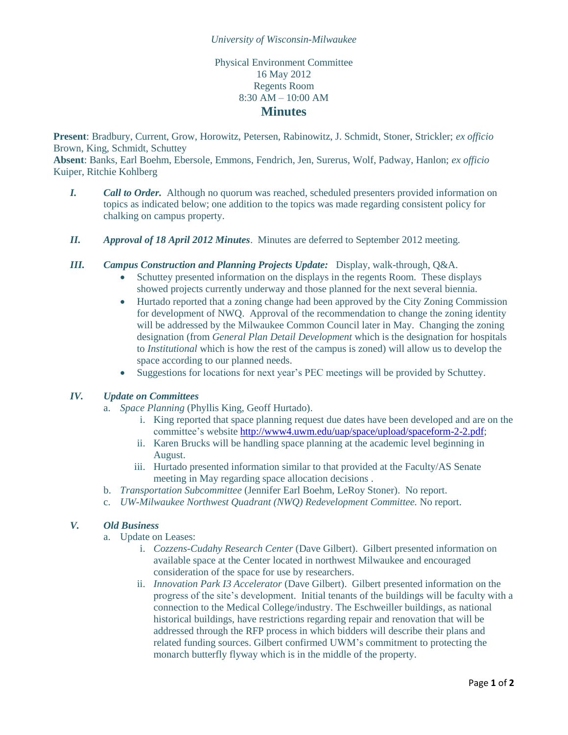*University of Wisconsin-Milwaukee*

Physical Environment Committee
16 May 2012
Regents Room
8:30 AM – 10:00 AM

# Minutes

**Present**: Bradbury, Current, Grow, Horowitz, Petersen, Rabinowitz, J. Schmidt, Stoner, Strickler; *ex officio* Brown, King, Schmidt, Schuttey
**Absent**: Banks, Earl Boehm, Ebersole, Emmons, Fendrich, Jen, Surerus, Wolf, Padway, Hanlon; *ex officio* Kuiper, Ritchie Kohlberg

***I.*** ***Call to Order.*** Although no quorum was reached, scheduled presenters provided information on topics as indicated below; one addition to the topics was made regarding consistent policy for chalking on campus property.

***II.*** ***Approval of 18 April 2012 Minutes***. Minutes are deferred to September 2012 meeting.

***III.*** ***Campus Construction and Planning Projects Update:*** Display, walk-through, Q&A.

- Schuttey presented information on the displays in the regents Room. These displays showed projects currently underway and those planned for the next several biennia.
- Hurtado reported that a zoning change had been approved by the City Zoning Commission for development of NWQ. Approval of the recommendation to change the zoning identity will be addressed by the Milwaukee Common Council later in May. Changing the zoning designation (from *General Plan Detail Development* which is the designation for hospitals to *Institutional* which is how the rest of the campus is zoned) will allow us to develop the space according to our planned needs.
- Suggestions for locations for next year's PEC meetings will be provided by Schuttey.

***IV.*** ***Update on Committees***

a. *Space Planning* (Phyllis King, Geoff Hurtado).
   i. King reported that space planning request due dates have been developed and are on the committee's website http://www4.uwm.edu/uap/space/upload/spaceform-2-2.pdf;
   ii. Karen Brucks will be handling space planning at the academic level beginning in August.
   iii. Hurtado presented information similar to that provided at the Faculty/AS Senate meeting in May regarding space allocation decisions .

b. *Transportation Subcommittee* (Jennifer Earl Boehm, LeRoy Stoner). No report.

c. *UW-Milwaukee Northwest Quadrant (NWQ) Redevelopment Committee.* No report.

***V.*** ***Old Business***

a. Update on Leases:
   i. *Cozzens-Cudahy Research Center* (Dave Gilbert). Gilbert presented information on available space at the Center located in northwest Milwaukee and encouraged consideration of the space for use by researchers.
   ii. *Innovation Park I3 Accelerator* (Dave Gilbert). Gilbert presented information on the progress of the site's development. Initial tenants of the buildings will be faculty with a connection to the Medical College/industry. The Eschweiller buildings, as national historical buildings, have restrictions regarding repair and renovation that will be addressed through the RFP process in which bidders will describe their plans and related funding sources. Gilbert confirmed UWM's commitment to protecting the monarch butterfly flyway which is in the middle of the property.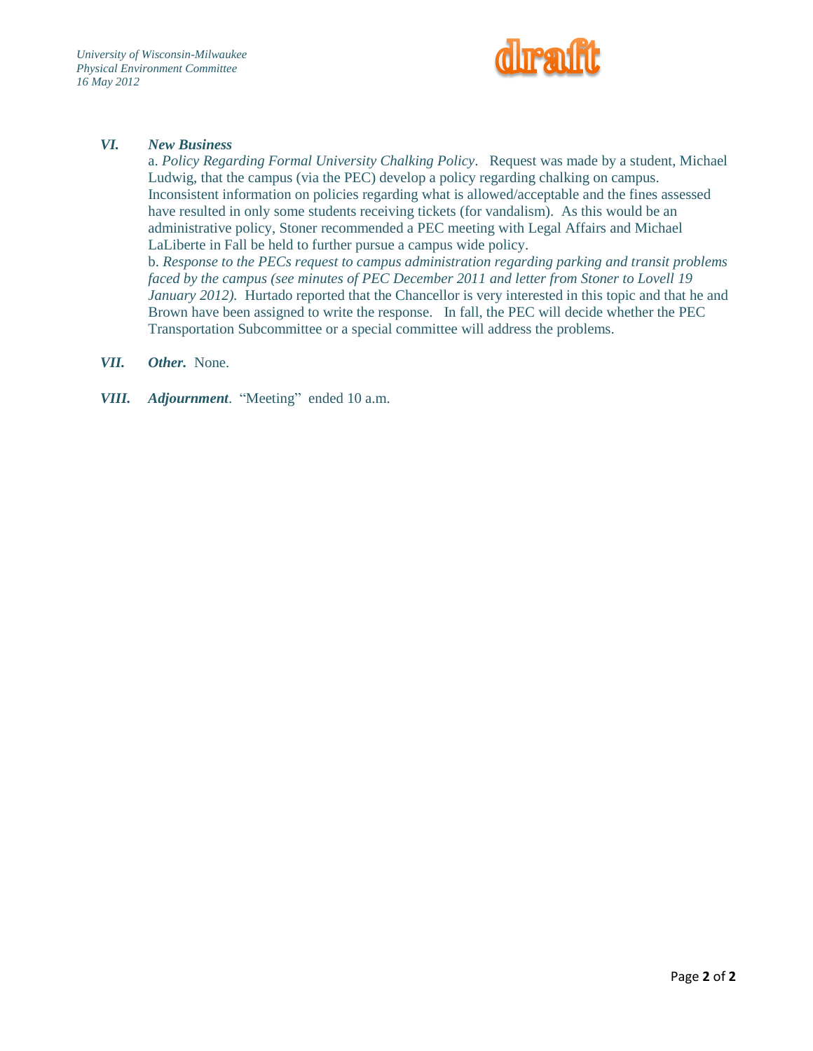### *VI. New Business*

a. *Policy Regarding Formal University Chalking Policy*. Request was made by a student, Michael Ludwig, that the campus (via the PEC) develop a policy regarding chalking on campus. Inconsistent information on policies regarding what is allowed/acceptable and the fines assessed have resulted in only some students receiving tickets (for vandalism). As this would be an administrative policy, Stoner recommended a PEC meeting with Legal Affairs and Michael LaLiberte in Fall be held to further pursue a campus wide policy.

b. *Response to the PECs request to campus administration regarding parking and transit problems faced by the campus (see minutes of PEC December 2011 and letter from Stoner to Lovell 19 January 2012).* Hurtado reported that the Chancellor is very interested in this topic and that he and Brown have been assigned to write the response. In fall, the PEC will decide whether the PEC Transportation Subcommittee or a special committee will address the problems.

### *VII. Other.* None.

### *VIII. Adjournment*. "Meeting" ended 10 a.m.